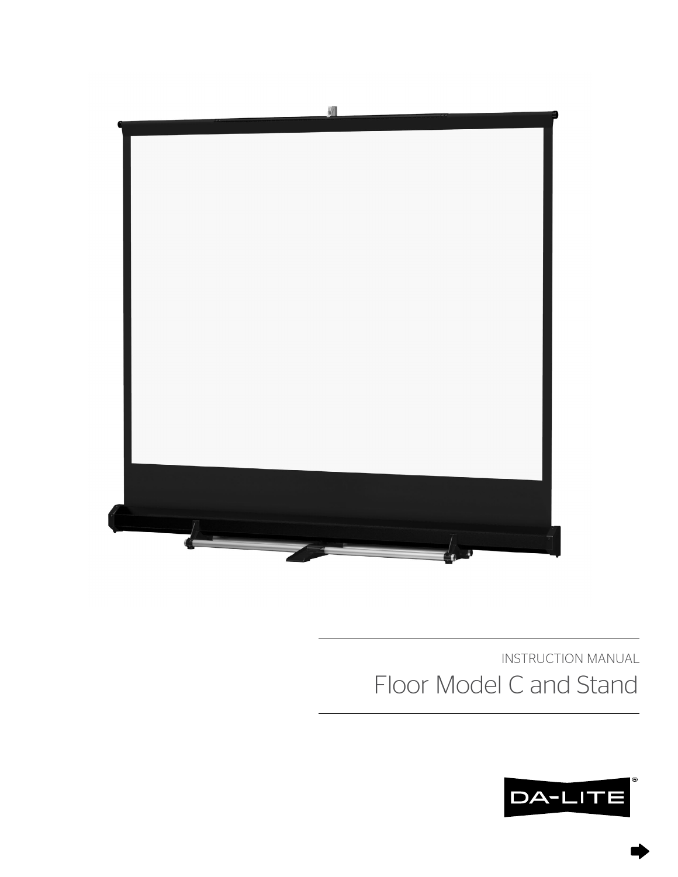INSTRUCTION MANUAL

# Floor Model C and Stand

DA-LITE®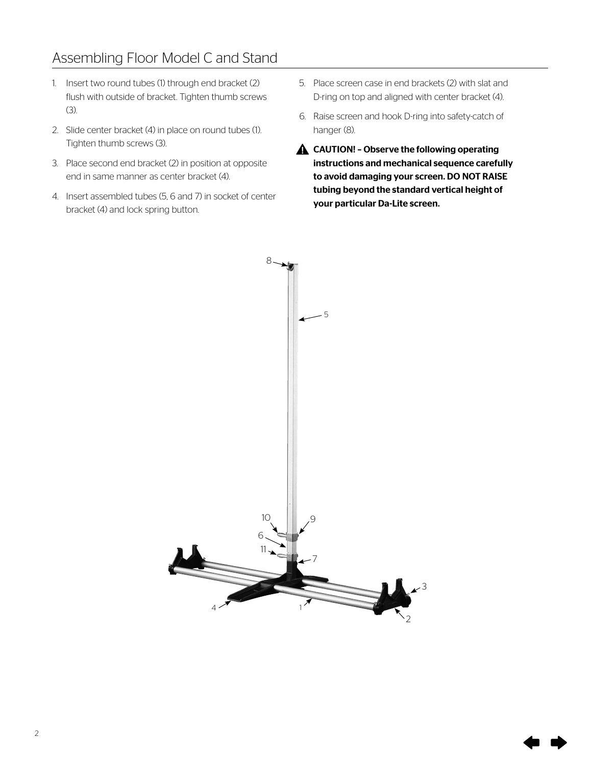# Assembling Floor Model C and Stand

1. Insert two round tubes (1) through end bracket (2) flush with outside of bracket. Tighten thumb screws (3).
2. Slide center bracket (4) in place on round tubes (1). Tighten thumb screws (3).
3. Place second end bracket (2) in position at opposite end in same manner as center bracket (4).
4. Insert assembled tubes (5, 6 and 7) in socket of center bracket (4) and lock spring button.
5. Place screen case in end brackets (2) with slat and D-ring on top and aligned with center bracket (4).
6. Raise screen and hook D-ring into safety-catch of hanger (8).

**CAUTION! – Observe the following operating instructions and mechanical sequence carefully to avoid damaging your screen. DO NOT RAISE tubing beyond the standard vertical height of your particular Da-Lite screen.**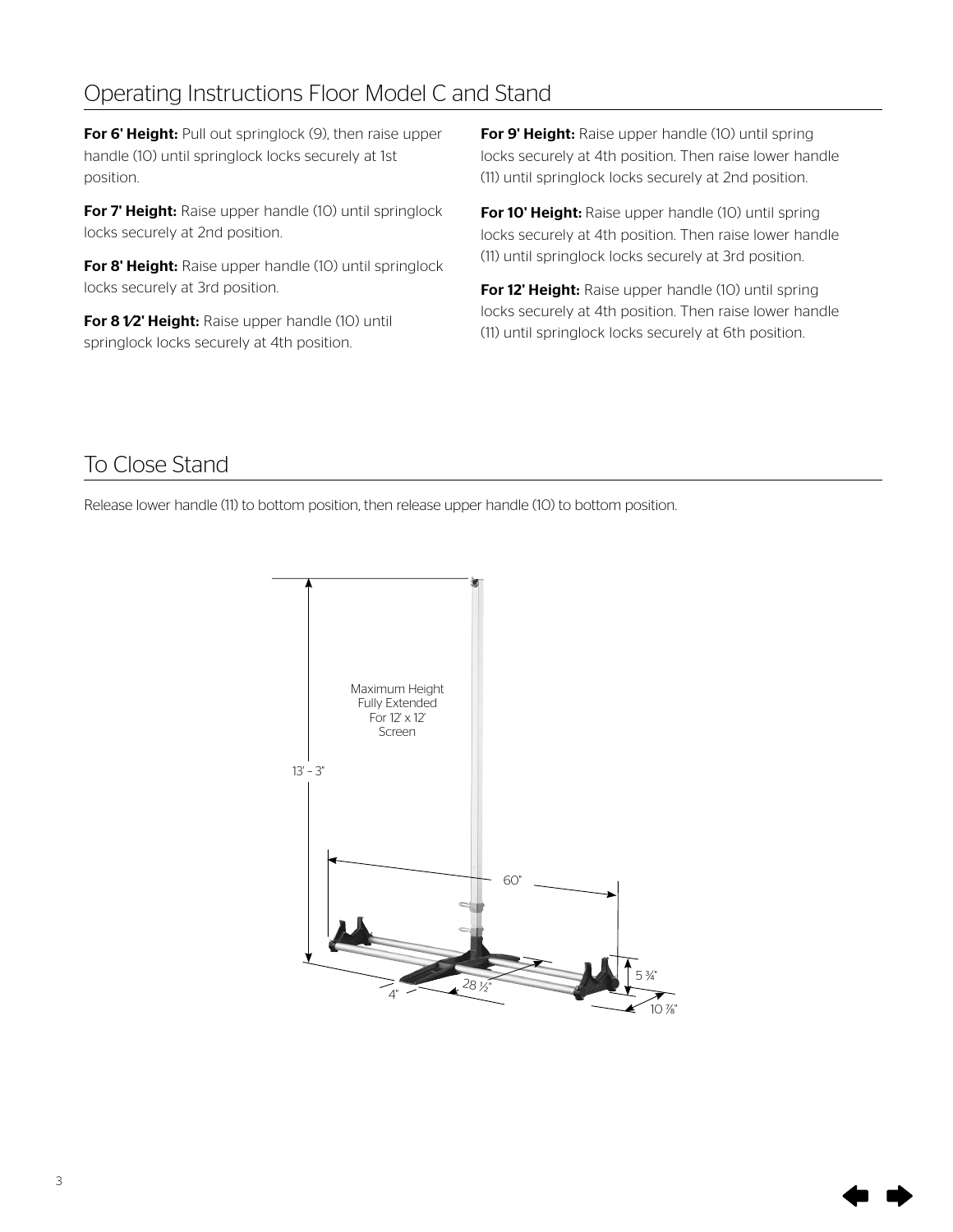## Operating Instructions Floor Model C and Stand

**For 6' Height:** Pull out springlock (9), then raise upper handle (10) until springlock locks securely at 1st position.

**For 7' Height:** Raise upper handle (10) until springlock locks securely at 2nd position.

**For 8' Height:** Raise upper handle (10) until springlock locks securely at 3rd position.

**For 8 1⁄2' Height:** Raise upper handle (10) until springlock locks securely at 4th position.

**For 9' Height:** Raise upper handle (10) until spring locks securely at 4th position. Then raise lower handle (11) until springlock locks securely at 2nd position.

**For 10' Height:** Raise upper handle (10) until spring locks securely at 4th position. Then raise lower handle (11) until springlock locks securely at 3rd position.

**For 12' Height:** Raise upper handle (10) until spring locks securely at 4th position. Then raise lower handle (11) until springlock locks securely at 6th position.

## To Close Stand

Release lower handle (11) to bottom position, then release upper handle (10) to bottom position.

Maximum Height Fully Extended For 12' x 12' Screen

13' – 3"

60"

5 ¾"

10 ⅞"

28 ½"

4"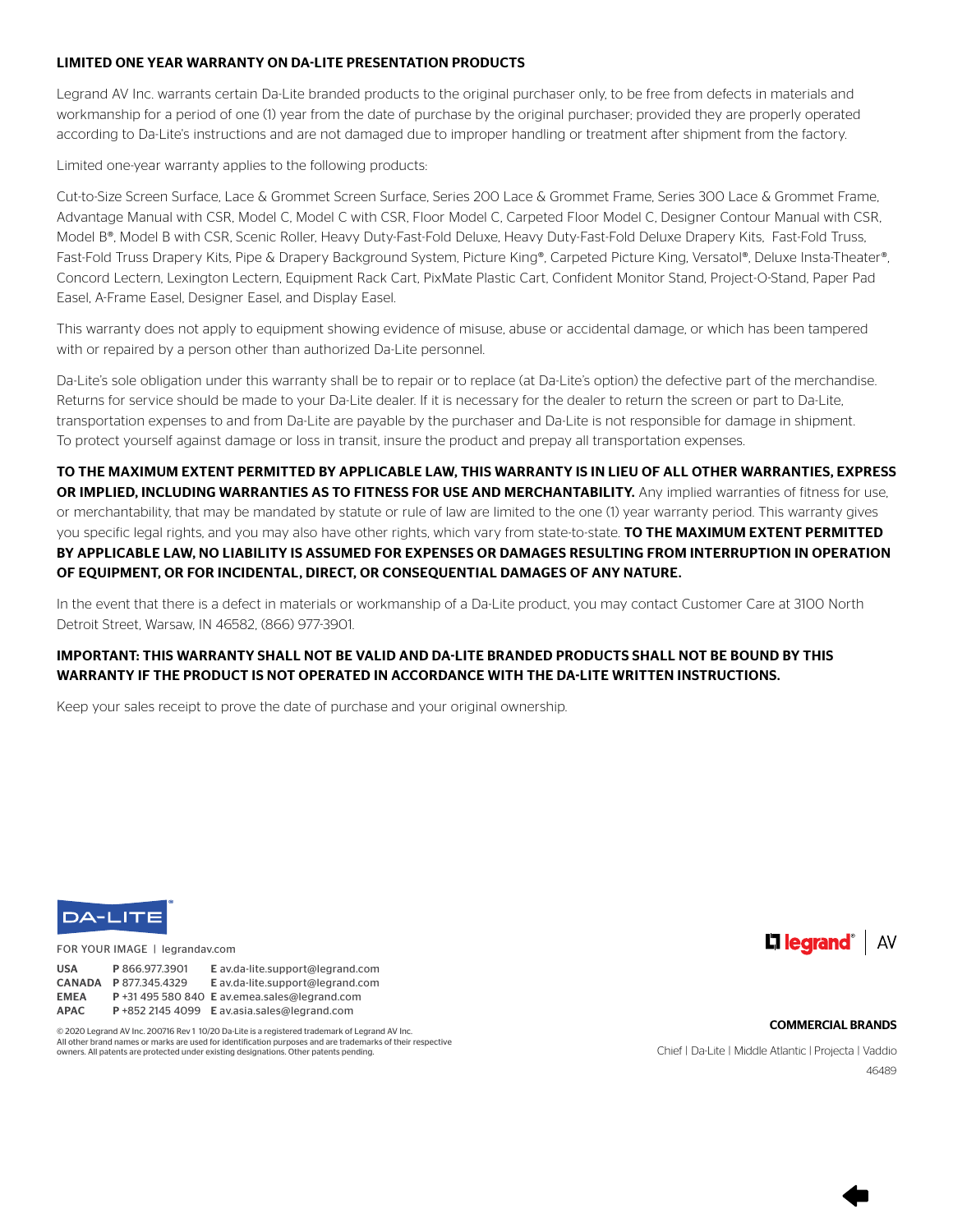## LIMITED ONE YEAR WARRANTY ON DA-LITE PRESENTATION PRODUCTS

Legrand AV Inc. warrants certain Da-Lite branded products to the original purchaser only, to be free from defects in materials and workmanship for a period of one (1) year from the date of purchase by the original purchaser; provided they are properly operated according to Da-Lite's instructions and are not damaged due to improper handling or treatment after shipment from the factory.

Limited one-year warranty applies to the following products:

Cut-to-Size Screen Surface, Lace & Grommet Screen Surface, Series 200 Lace & Grommet Frame, Series 300 Lace & Grommet Frame, Advantage Manual with CSR, Model C, Model C with CSR, Floor Model C, Carpeted Floor Model C, Designer Contour Manual with CSR, Model B®, Model B with CSR, Scenic Roller, Heavy Duty-Fast-Fold Deluxe, Heavy Duty-Fast-Fold Deluxe Drapery Kits, Fast-Fold Truss, Fast-Fold Truss Drapery Kits, Pipe & Drapery Background System, Picture King®, Carpeted Picture King, Versatol®, Deluxe Insta-Theater®, Concord Lectern, Lexington Lectern, Equipment Rack Cart, PixMate Plastic Cart, Confident Monitor Stand, Project-O-Stand, Paper Pad Easel, A-Frame Easel, Designer Easel, and Display Easel.

This warranty does not apply to equipment showing evidence of misuse, abuse or accidental damage, or which has been tampered with or repaired by a person other than authorized Da-Lite personnel.

Da-Lite's sole obligation under this warranty shall be to repair or to replace (at Da-Lite's option) the defective part of the merchandise. Returns for service should be made to your Da-Lite dealer. If it is necessary for the dealer to return the screen or part to Da-Lite, transportation expenses to and from Da-Lite are payable by the purchaser and Da-Lite is not responsible for damage in shipment. To protect yourself against damage or loss in transit, insure the product and prepay all transportation expenses.

**TO THE MAXIMUM EXTENT PERMITTED BY APPLICABLE LAW, THIS WARRANTY IS IN LIEU OF ALL OTHER WARRANTIES, EXPRESS OR IMPLIED, INCLUDING WARRANTIES AS TO FITNESS FOR USE AND MERCHANTABILITY.** Any implied warranties of fitness for use, or merchantability, that may be mandated by statute or rule of law are limited to the one (1) year warranty period. This warranty gives you specific legal rights, and you may also have other rights, which vary from state-to-state. **TO THE MAXIMUM EXTENT PERMITTED BY APPLICABLE LAW, NO LIABILITY IS ASSUMED FOR EXPENSES OR DAMAGES RESULTING FROM INTERRUPTION IN OPERATION OF EQUIPMENT, OR FOR INCIDENTAL, DIRECT, OR CONSEQUENTIAL DAMAGES OF ANY NATURE.**

In the event that there is a defect in materials or workmanship of a Da-Lite product, you may contact Customer Care at 3100 North Detroit Street, Warsaw, IN 46582, (866) 977-3901.

**IMPORTANT: THIS WARRANTY SHALL NOT BE VALID AND DA-LITE BRANDED PRODUCTS SHALL NOT BE BOUND BY THIS WARRANTY IF THE PRODUCT IS NOT OPERATED IN ACCORDANCE WITH THE DA-LITE WRITTEN INSTRUCTIONS.**

Keep your sales receipt to prove the date of purchase and your original ownership.

DA-LITE

FOR YOUR IMAGE | legrandav.com

| | | |
|---|---|---|
| **USA** | **P** 866.977.3901 | **E** av.da-lite.support@legrand.com |
| **CANADA** | **P** 877.345.4329 | **E** av.da-lite.support@legrand.com |
| **EMEA** | **P** +31 495 580 840 | **E** av.emea.sales@legrand.com |
| **APAC** | **P** +852 2145 4099 | **E** av.asia.sales@legrand.com |

© 2020 Legrand AV Inc. 200716 Rev 1 10/20 Da-Lite is a registered trademark of Legrand AV Inc.
All other brand names or marks are used for identification purposes and are trademarks of their respective owners. All patents are protected under existing designations. Other patents pending.

legrand® | AV

**COMMERCIAL BRANDS**

Chief | Da-Lite | Middle Atlantic | Projecta | Vaddio

46489